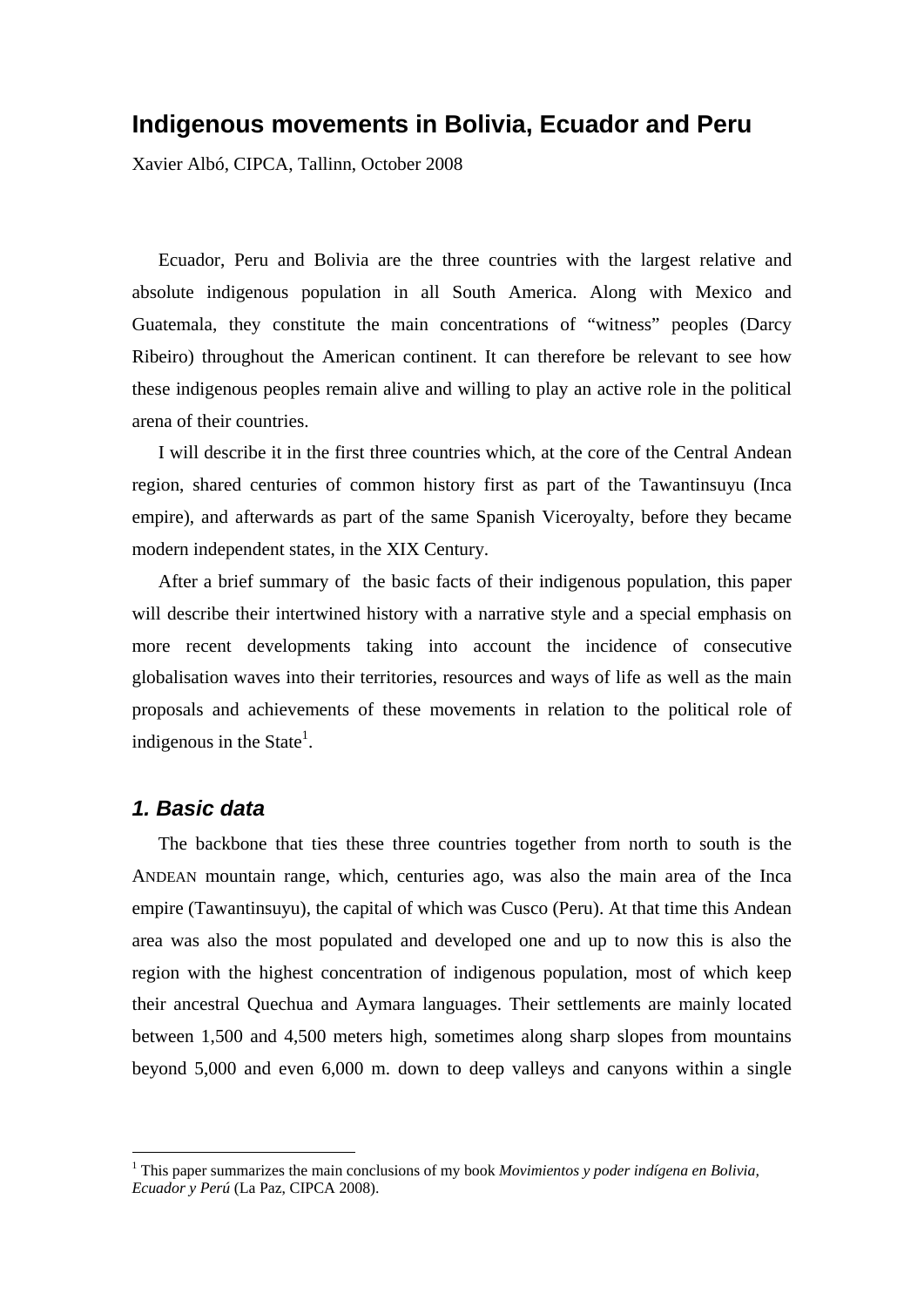# Indigenous movements in Bolivia, Ecuador and Peru

Xavier Albó, CIPCA, Tallinn, October 2008

Ecuador, Peru and Bolivia are the three countries with the largest relative and absolute indigenous population in all South America. Along with Mexico and Guatemala, they constitute the main concentrations of "witness" peoples (Darcy Ribeiro) throughout the American continent. It can therefore be relevant to see how these indigenous peoples remain alive and willing to play an active role in the political arena of their countries.

I will describe it in the first three countries which, at the core of the Central Andean region, shared centuries of common history first as part of the Tawantinsuyu (Inca empire), and afterwards as part of the same Spanish Viceroyalty, before they became modern independent states, in the XIX Century.

After a brief summary of the basic facts of their indigenous population, this paper will describe their intertwined history with a narrative style and a special emphasis on more recent developments taking into account the incidence of consecutive globalisation waves into their territories, resources and ways of life as well as the main proposals and achievements of these movements in relation to the political role of indigenous in the State[1].

## *1. Basic data*

The backbone that ties these three countries together from north to south is the ANDEAN mountain range, which, centuries ago, was also the main area of the Inca empire (Tawantinsuyu), the capital of which was Cusco (Peru). At that time this Andean area was also the most populated and developed one and up to now this is also the region with the highest concentration of indigenous population, most of which keep their ancestral Quechua and Aymara languages. Their settlements are mainly located between 1,500 and 4,500 meters high, sometimes along sharp slopes from mountains beyond 5,000 and even 6,000 m. down to deep valleys and canyons within a single

[1] This paper summarizes the main conclusions of my book *Movimientos y poder indígena en Bolivia, Ecuador y Perú* (La Paz, CIPCA 2008).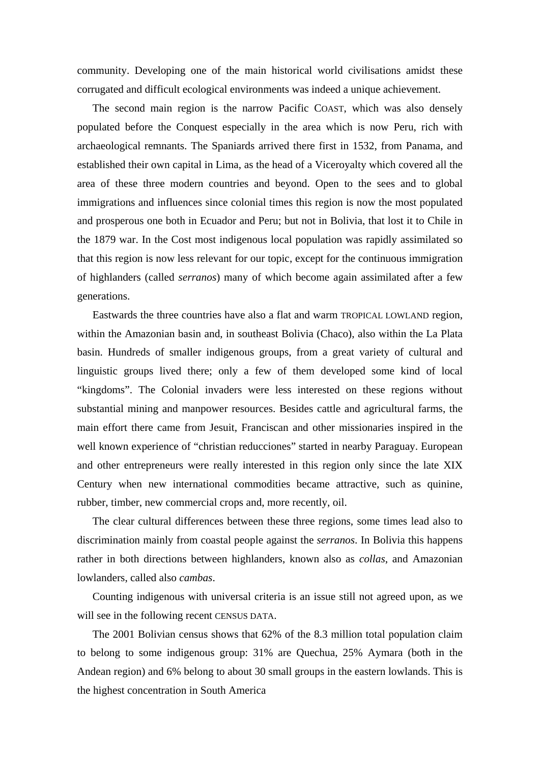community. Developing one of the main historical world civilisations amidst these corrugated and difficult ecological environments was indeed a unique achievement.

The second main region is the narrow Pacific COAST, which was also densely populated before the Conquest especially in the area which is now Peru, rich with archaeological remnants. The Spaniards arrived there first in 1532, from Panama, and established their own capital in Lima, as the head of a Viceroyalty which covered all the area of these three modern countries and beyond. Open to the sees and to global immigrations and influences since colonial times this region is now the most populated and prosperous one both in Ecuador and Peru; but not in Bolivia, that lost it to Chile in the 1879 war. In the Cost most indigenous local population was rapidly assimilated so that this region is now less relevant for our topic, except for the continuous immigration of highlanders (called *serranos*) many of which become again assimilated after a few generations.

Eastwards the three countries have also a flat and warm TROPICAL LOWLAND region, within the Amazonian basin and, in southeast Bolivia (Chaco), also within the La Plata basin. Hundreds of smaller indigenous groups, from a great variety of cultural and linguistic groups lived there; only a few of them developed some kind of local "kingdoms". The Colonial invaders were less interested on these regions without substantial mining and manpower resources. Besides cattle and agricultural farms, the main effort there came from Jesuit, Franciscan and other missionaries inspired in the well known experience of "christian reducciones" started in nearby Paraguay. European and other entrepreneurs were really interested in this region only since the late XIX Century when new international commodities became attractive, such as quinine, rubber, timber, new commercial crops and, more recently, oil.

The clear cultural differences between these three regions, some times lead also to discrimination mainly from coastal people against the *serranos*. In Bolivia this happens rather in both directions between highlanders, known also as *collas*, and Amazonian lowlanders, called also *cambas*.

Counting indigenous with universal criteria is an issue still not agreed upon, as we will see in the following recent CENSUS DATA.

The 2001 Bolivian census shows that 62% of the 8.3 million total population claim to belong to some indigenous group: 31% are Quechua, 25% Aymara (both in the Andean region) and 6% belong to about 30 small groups in the eastern lowlands. This is the highest concentration in South America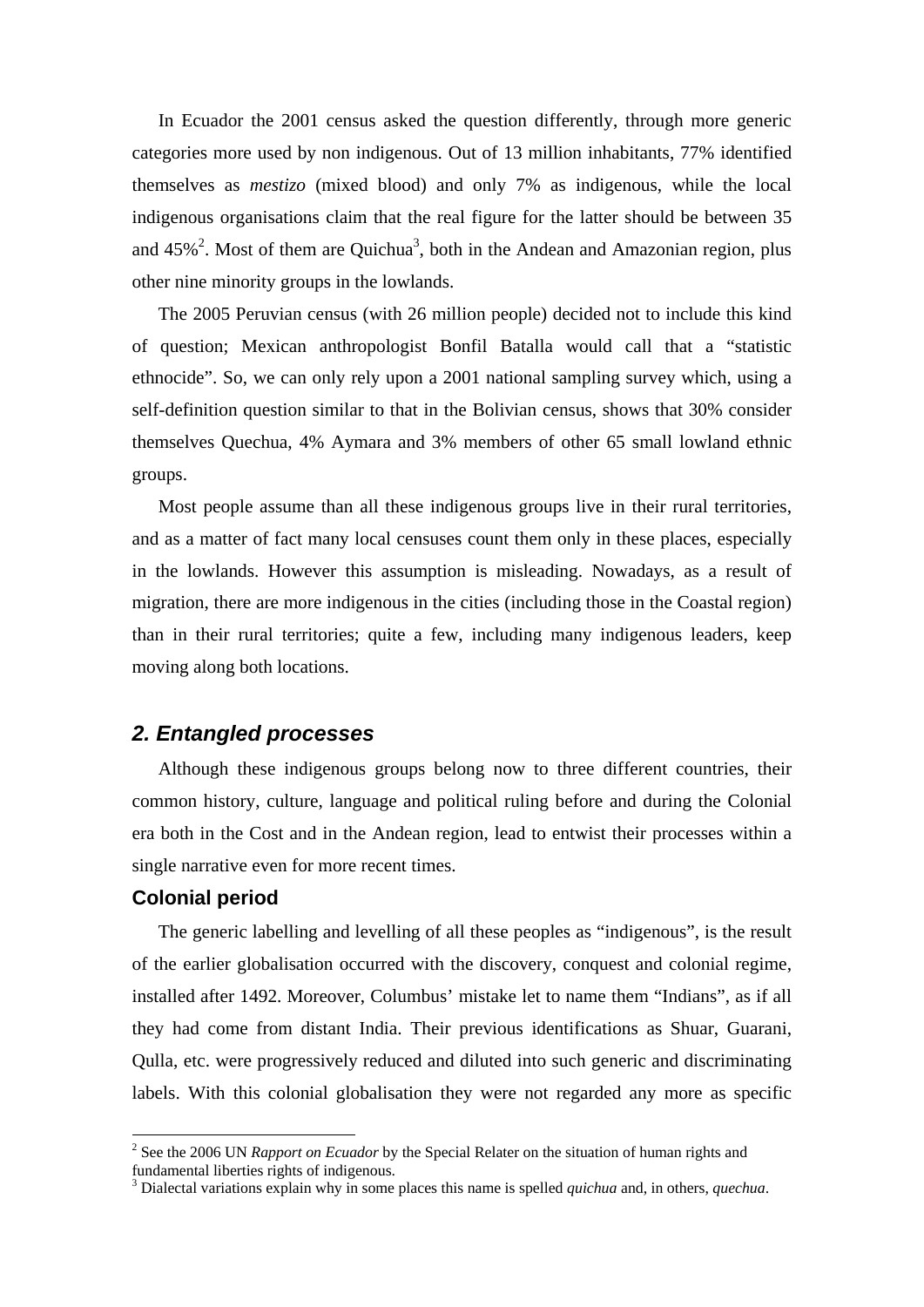In Ecuador the 2001 census asked the question differently, through more generic categories more used by non indigenous. Out of 13 million inhabitants, 77% identified themselves as *mestizo* (mixed blood) and only 7% as indigenous, while the local indigenous organisations claim that the real figure for the latter should be between 35 and 45%[2]. Most of them are Quichua[3], both in the Andean and Amazonian region, plus other nine minority groups in the lowlands.

The 2005 Peruvian census (with 26 million people) decided not to include this kind of question; Mexican anthropologist Bonfil Batalla would call that a "statistic ethnocide". So, we can only rely upon a 2001 national sampling survey which, using a self-definition question similar to that in the Bolivian census, shows that 30% consider themselves Quechua, 4% Aymara and 3% members of other 65 small lowland ethnic groups.

Most people assume than all these indigenous groups live in their rural territories, and as a matter of fact many local censuses count them only in these places, especially in the lowlands. However this assumption is misleading. Nowadays, as a result of migration, there are more indigenous in the cities (including those in the Coastal region) than in their rural territories; quite a few, including many indigenous leaders, keep moving along both locations.

## 2. Entangled processes

Although these indigenous groups belong now to three different countries, their common history, culture, language and political ruling before and during the Colonial era both in the Cost and in the Andean region, lead to entwist their processes within a single narrative even for more recent times.

### Colonial period

The generic labelling and levelling of all these peoples as "indigenous", is the result of the earlier globalisation occurred with the discovery, conquest and colonial regime, installed after 1492. Moreover, Columbus' mistake let to name them "Indians", as if all they had come from distant India. Their previous identifications as Shuar, Guarani, Qulla, etc. were progressively reduced and diluted into such generic and discriminating labels. With this colonial globalisation they were not regarded any more as specific

---

[2] See the 2006 UN *Rapport on Ecuador* by the Special Relater on the situation of human rights and fundamental liberties rights of indigenous.

[3] Dialectal variations explain why in some places this name is spelled *quichua* and, in others, *quechua*.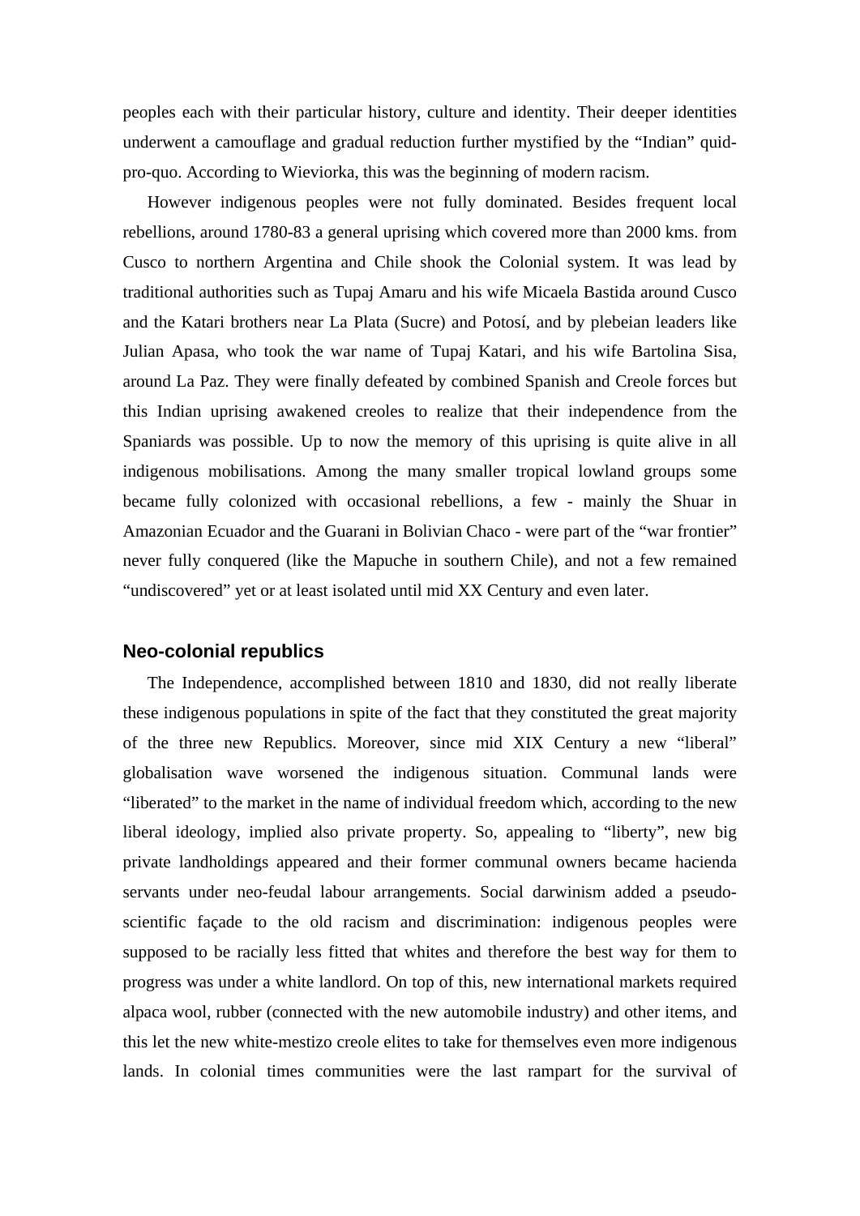peoples each with their particular history, culture and identity. Their deeper identities underwent a camouflage and gradual reduction further mystified by the "Indian" quid-pro-quo. According to Wieviorka, this was the beginning of modern racism.

However indigenous peoples were not fully dominated. Besides frequent local rebellions, around 1780-83 a general uprising which covered more than 2000 kms. from Cusco to northern Argentina and Chile shook the Colonial system. It was lead by traditional authorities such as Tupaj Amaru and his wife Micaela Bastida around Cusco and the Katari brothers near La Plata (Sucre) and Potosí, and by plebeian leaders like Julian Apasa, who took the war name of Tupaj Katari, and his wife Bartolina Sisa, around La Paz. They were finally defeated by combined Spanish and Creole forces but this Indian uprising awakened creoles to realize that their independence from the Spaniards was possible. Up to now the memory of this uprising is quite alive in all indigenous mobilisations. Among the many smaller tropical lowland groups some became fully colonized with occasional rebellions, a few - mainly the Shuar in Amazonian Ecuador and the Guarani in Bolivian Chaco - were part of the "war frontier" never fully conquered (like the Mapuche in southern Chile), and not a few remained "undiscovered" yet or at least isolated until mid XX Century and even later.

## Neo-colonial republics

The Independence, accomplished between 1810 and 1830, did not really liberate these indigenous populations in spite of the fact that they constituted the great majority of the three new Republics. Moreover, since mid XIX Century a new "liberal" globalisation wave worsened the indigenous situation. Communal lands were "liberated" to the market in the name of individual freedom which, according to the new liberal ideology, implied also private property. So, appealing to "liberty", new big private landholdings appeared and their former communal owners became hacienda servants under neo-feudal labour arrangements. Social darwinism added a pseudo-scientific façade to the old racism and discrimination: indigenous peoples were supposed to be racially less fitted that whites and therefore the best way for them to progress was under a white landlord. On top of this, new international markets required alpaca wool, rubber (connected with the new automobile industry) and other items, and this let the new white-mestizo creole elites to take for themselves even more indigenous lands. In colonial times communities were the last rampart for the survival of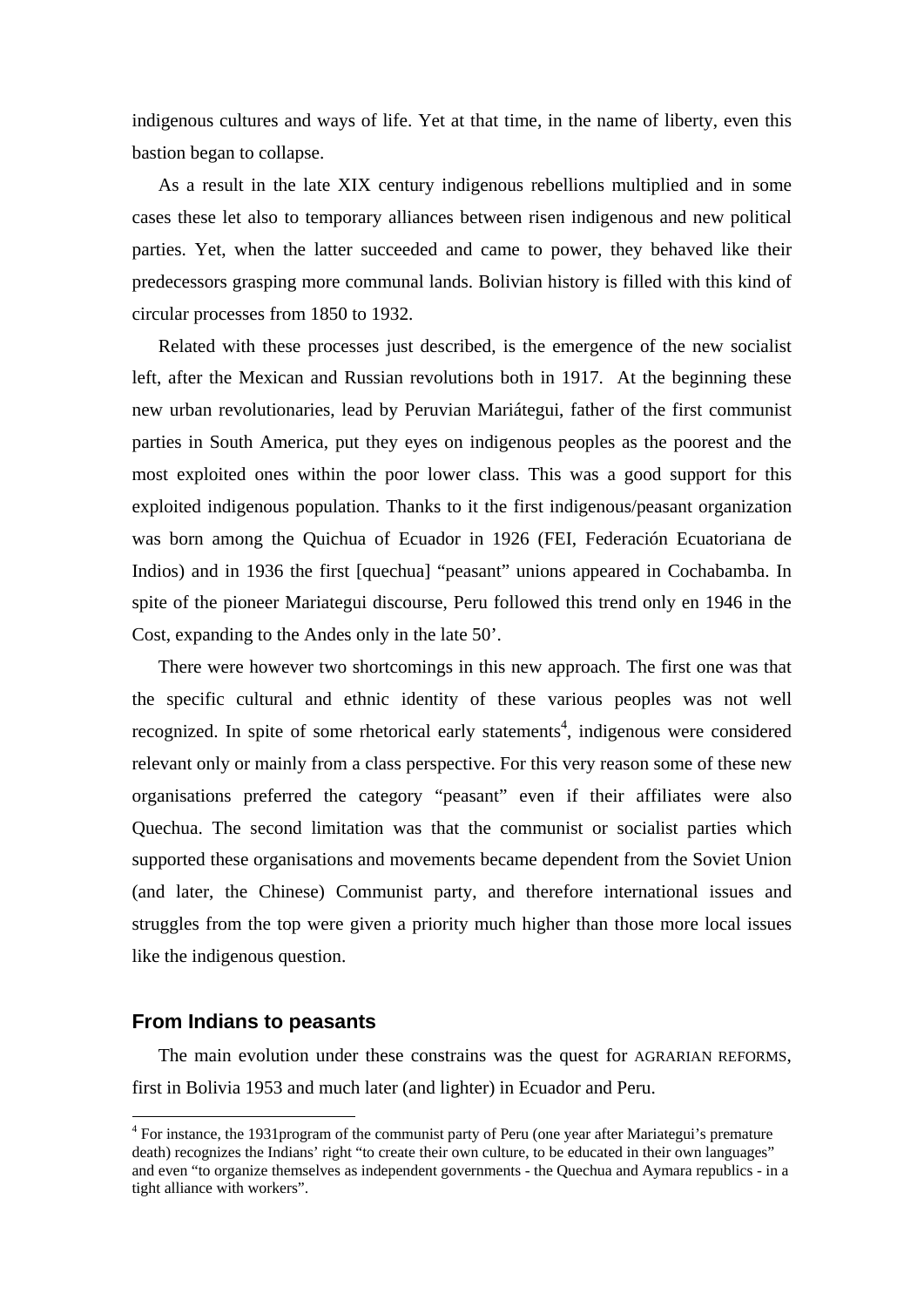indigenous cultures and ways of life. Yet at that time, in the name of liberty, even this bastion began to collapse.

As a result in the late XIX century indigenous rebellions multiplied and in some cases these let also to temporary alliances between risen indigenous and new political parties. Yet, when the latter succeeded and came to power, they behaved like their predecessors grasping more communal lands. Bolivian history is filled with this kind of circular processes from 1850 to 1932.

Related with these processes just described, is the emergence of the new socialist left, after the Mexican and Russian revolutions both in 1917. At the beginning these new urban revolutionaries, lead by Peruvian Mariátegui, father of the first communist parties in South America, put they eyes on indigenous peoples as the poorest and the most exploited ones within the poor lower class. This was a good support for this exploited indigenous population. Thanks to it the first indigenous/peasant organization was born among the Quichua of Ecuador in 1926 (FEI, Federación Ecuatoriana de Indios) and in 1936 the first [quechua] "peasant" unions appeared in Cochabamba. In spite of the pioneer Mariategui discourse, Peru followed this trend only en 1946 in the Cost, expanding to the Andes only in the late 50'.

There were however two shortcomings in this new approach. The first one was that the specific cultural and ethnic identity of these various peoples was not well recognized. In spite of some rhetorical early statements[4], indigenous were considered relevant only or mainly from a class perspective. For this very reason some of these new organisations preferred the category "peasant" even if their affiliates were also Quechua. The second limitation was that the communist or socialist parties which supported these organisations and movements became dependent from the Soviet Union (and later, the Chinese) Communist party, and therefore international issues and struggles from the top were given a priority much higher than those more local issues like the indigenous question.

## From Indians to peasants

The main evolution under these constrains was the quest for AGRARIAN REFORMS, first in Bolivia 1953 and much later (and lighter) in Ecuador and Peru.

[4] For instance, the 1931program of the communist party of Peru (one year after Mariategui's premature death) recognizes the Indians' right "to create their own culture, to be educated in their own languages" and even "to organize themselves as independent governments - the Quechua and Aymara republics - in a tight alliance with workers".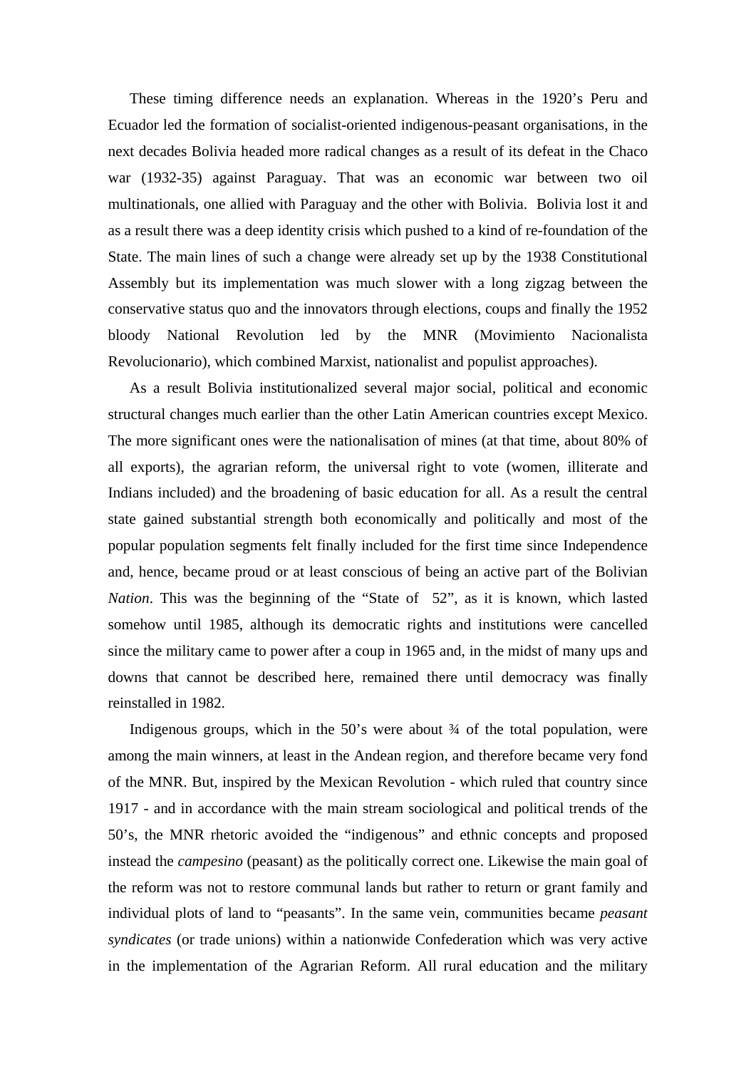These timing difference needs an explanation. Whereas in the 1920's Peru and Ecuador led the formation of socialist-oriented indigenous-peasant organisations, in the next decades Bolivia headed more radical changes as a result of its defeat in the Chaco war (1932-35) against Paraguay. That was an economic war between two oil multinationals, one allied with Paraguay and the other with Bolivia. Bolivia lost it and as a result there was a deep identity crisis which pushed to a kind of re-foundation of the State. The main lines of such a change were already set up by the 1938 Constitutional Assembly but its implementation was much slower with a long zigzag between the conservative status quo and the innovators through elections, coups and finally the 1952 bloody National Revolution led by the MNR (Movimiento Nacionalista Revolucionario), which combined Marxist, nationalist and populist approaches).

As a result Bolivia institutionalized several major social, political and economic structural changes much earlier than the other Latin American countries except Mexico. The more significant ones were the nationalisation of mines (at that time, about 80% of all exports), the agrarian reform, the universal right to vote (women, illiterate and Indians included) and the broadening of basic education for all. As a result the central state gained substantial strength both economically and politically and most of the popular population segments felt finally included for the first time since Independence and, hence, became proud or at least conscious of being an active part of the Bolivian *Nation*. This was the beginning of the "State of 52", as it is known, which lasted somehow until 1985, although its democratic rights and institutions were cancelled since the military came to power after a coup in 1965 and, in the midst of many ups and downs that cannot be described here, remained there until democracy was finally reinstalled in 1982.

Indigenous groups, which in the 50's were about ¾ of the total population, were among the main winners, at least in the Andean region, and therefore became very fond of the MNR. But, inspired by the Mexican Revolution - which ruled that country since 1917 - and in accordance with the main stream sociological and political trends of the 50's, the MNR rhetoric avoided the "indigenous" and ethnic concepts and proposed instead the *campesino* (peasant) as the politically correct one. Likewise the main goal of the reform was not to restore communal lands but rather to return or grant family and individual plots of land to "peasants". In the same vein, communities became *peasant syndicates* (or trade unions) within a nationwide Confederation which was very active in the implementation of the Agrarian Reform. All rural education and the military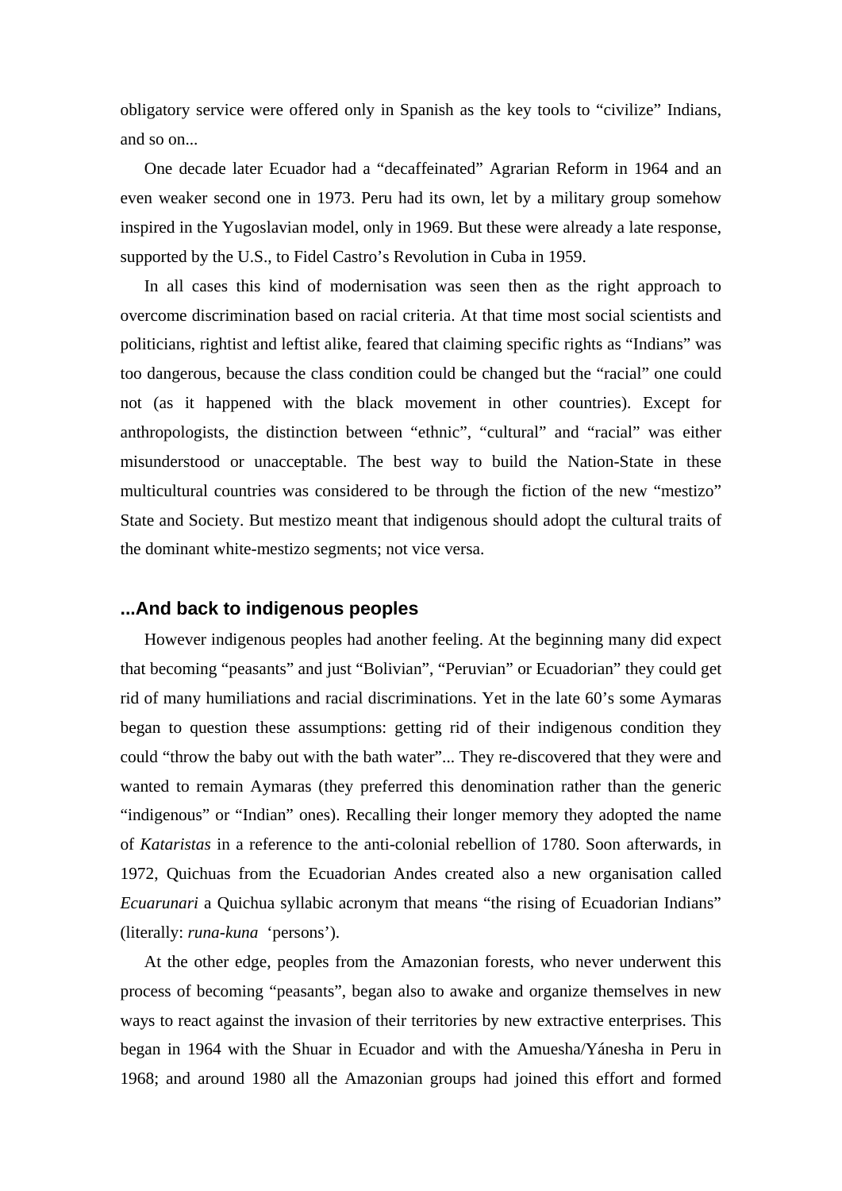obligatory service were offered only in Spanish as the key tools to “civilize” Indians, and so on...

One decade later Ecuador had a “decaffeinated” Agrarian Reform in 1964 and an even weaker second one in 1973. Peru had its own, let by a military group somehow inspired in the Yugoslavian model, only in 1969. But these were already a late response, supported by the U.S., to Fidel Castro’s Revolution in Cuba in 1959.

In all cases this kind of modernisation was seen then as the right approach to overcome discrimination based on racial criteria. At that time most social scientists and politicians, rightist and leftist alike, feared that claiming specific rights as “Indians” was too dangerous, because the class condition could be changed but the “racial” one could not (as it happened with the black movement in other countries). Except for anthropologists, the distinction between “ethnic”, “cultural” and “racial” was either misunderstood or unacceptable. The best way to build the Nation-State in these multicultural countries was considered to be through the fiction of the new “mestizo” State and Society. But mestizo meant that indigenous should adopt the cultural traits of the dominant white-mestizo segments; not vice versa.

## ...And back to indigenous peoples

However indigenous peoples had another feeling. At the beginning many did expect that becoming “peasants” and just “Bolivian”, “Peruvian” or Ecuadorian” they could get rid of many humiliations and racial discriminations. Yet in the late 60’s some Aymaras began to question these assumptions: getting rid of their indigenous condition they could “throw the baby out with the bath water”... They re-discovered that they were and wanted to remain Aymaras (they preferred this denomination rather than the generic “indigenous” or “Indian” ones). Recalling their longer memory they adopted the name of *Kataristas* in a reference to the anti-colonial rebellion of 1780. Soon afterwards, in 1972, Quichuas from the Ecuadorian Andes created also a new organisation called *Ecuarunari* a Quichua syllabic acronym that means “the rising of Ecuadorian Indians” (literally: *runa-kuna* ‘persons’).

At the other edge, peoples from the Amazonian forests, who never underwent this process of becoming “peasants”, began also to awake and organize themselves in new ways to react against the invasion of their territories by new extractive enterprises. This began in 1964 with the Shuar in Ecuador and with the Amuesha/Yánesha in Peru in 1968; and around 1980 all the Amazonian groups had joined this effort and formed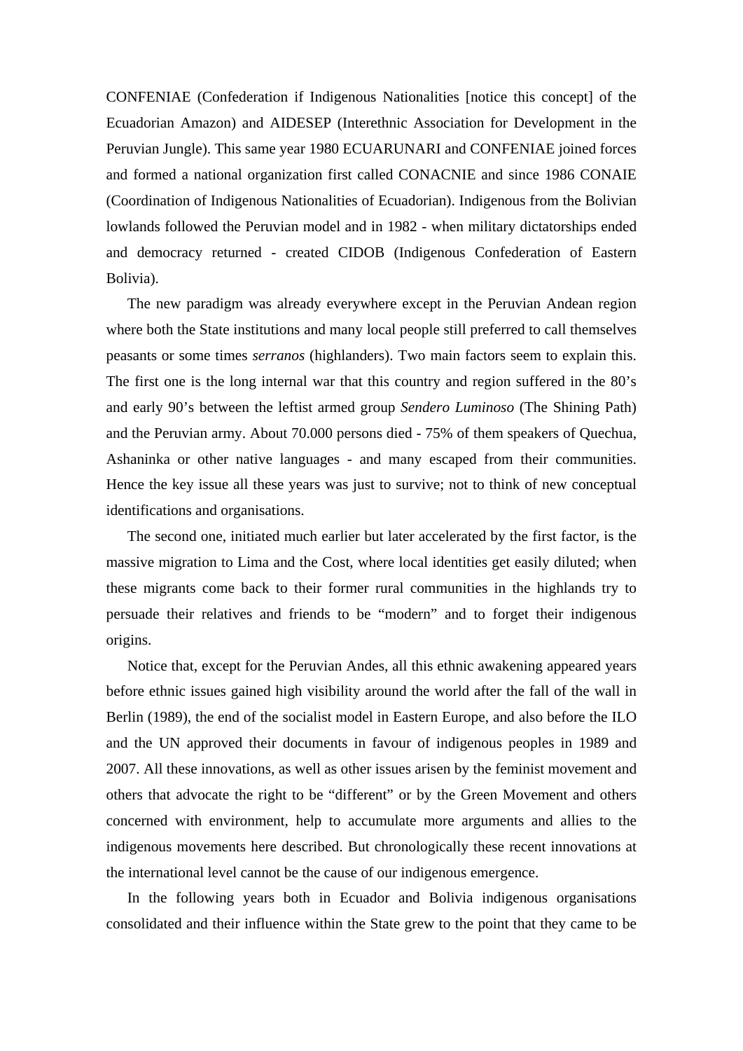CONFENIAE (Confederation if Indigenous Nationalities [notice this concept] of the Ecuadorian Amazon) and AIDESEP (Interethnic Association for Development in the Peruvian Jungle). This same year 1980 ECUARUNARI and CONFENIAE joined forces and formed a national organization first called CONACNIE and since 1986 CONAIE (Coordination of Indigenous Nationalities of Ecuadorian). Indigenous from the Bolivian lowlands followed the Peruvian model and in 1982 - when military dictatorships ended and democracy returned - created CIDOB (Indigenous Confederation of Eastern Bolivia).

The new paradigm was already everywhere except in the Peruvian Andean region where both the State institutions and many local people still preferred to call themselves peasants or some times *serranos* (highlanders). Two main factors seem to explain this. The first one is the long internal war that this country and region suffered in the 80's and early 90's between the leftist armed group *Sendero Luminoso* (The Shining Path) and the Peruvian army. About 70.000 persons died - 75% of them speakers of Quechua, Ashaninka or other native languages - and many escaped from their communities. Hence the key issue all these years was just to survive; not to think of new conceptual identifications and organisations.

The second one, initiated much earlier but later accelerated by the first factor, is the massive migration to Lima and the Cost, where local identities get easily diluted; when these migrants come back to their former rural communities in the highlands try to persuade their relatives and friends to be "modern" and to forget their indigenous origins.

Notice that, except for the Peruvian Andes, all this ethnic awakening appeared years before ethnic issues gained high visibility around the world after the fall of the wall in Berlin (1989), the end of the socialist model in Eastern Europe, and also before the ILO and the UN approved their documents in favour of indigenous peoples in 1989 and 2007. All these innovations, as well as other issues arisen by the feminist movement and others that advocate the right to be "different" or by the Green Movement and others concerned with environment, help to accumulate more arguments and allies to the indigenous movements here described. But chronologically these recent innovations at the international level cannot be the cause of our indigenous emergence.

In the following years both in Ecuador and Bolivia indigenous organisations consolidated and their influence within the State grew to the point that they came to be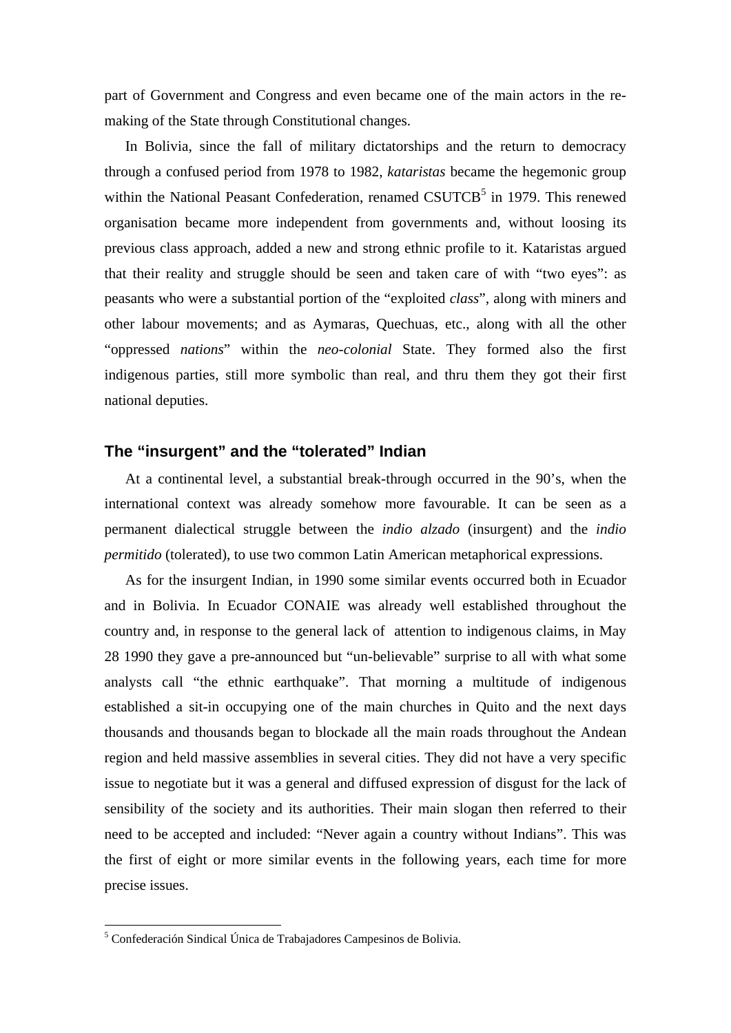part of Government and Congress and even became one of the main actors in the re-making of the State through Constitutional changes.

In Bolivia, since the fall of military dictatorships and the return to democracy through a confused period from 1978 to 1982, *kataristas* became the hegemonic group within the National Peasant Confederation, renamed CSUTCB[5] in 1979. This renewed organisation became more independent from governments and, without loosing its previous class approach, added a new and strong ethnic profile to it. Kataristas argued that their reality and struggle should be seen and taken care of with "two eyes": as peasants who were a substantial portion of the "exploited *class*", along with miners and other labour movements; and as Aymaras, Quechuas, etc., along with all the other "oppressed *nations*" within the *neo-colonial* State. They formed also the first indigenous parties, still more symbolic than real, and thru them they got their first national deputies.

## The "insurgent" and the "tolerated" Indian

At a continental level, a substantial break-through occurred in the 90's, when the international context was already somehow more favourable. It can be seen as a permanent dialectical struggle between the *indio alzado* (insurgent) and the *indio permitido* (tolerated), to use two common Latin American metaphorical expressions.

As for the insurgent Indian, in 1990 some similar events occurred both in Ecuador and in Bolivia. In Ecuador CONAIE was already well established throughout the country and, in response to the general lack of attention to indigenous claims, in May 28 1990 they gave a pre-announced but "un-believable" surprise to all with what some analysts call "the ethnic earthquake". That morning a multitude of indigenous established a sit-in occupying one of the main churches in Quito and the next days thousands and thousands began to blockade all the main roads throughout the Andean region and held massive assemblies in several cities. They did not have a very specific issue to negotiate but it was a general and diffused expression of disgust for the lack of sensibility of the society and its authorities. Their main slogan then referred to their need to be accepted and included: "Never again a country without Indians". This was the first of eight or more similar events in the following years, each time for more precise issues.

---

[5] Confederación Sindical Única de Trabajadores Campesinos de Bolivia.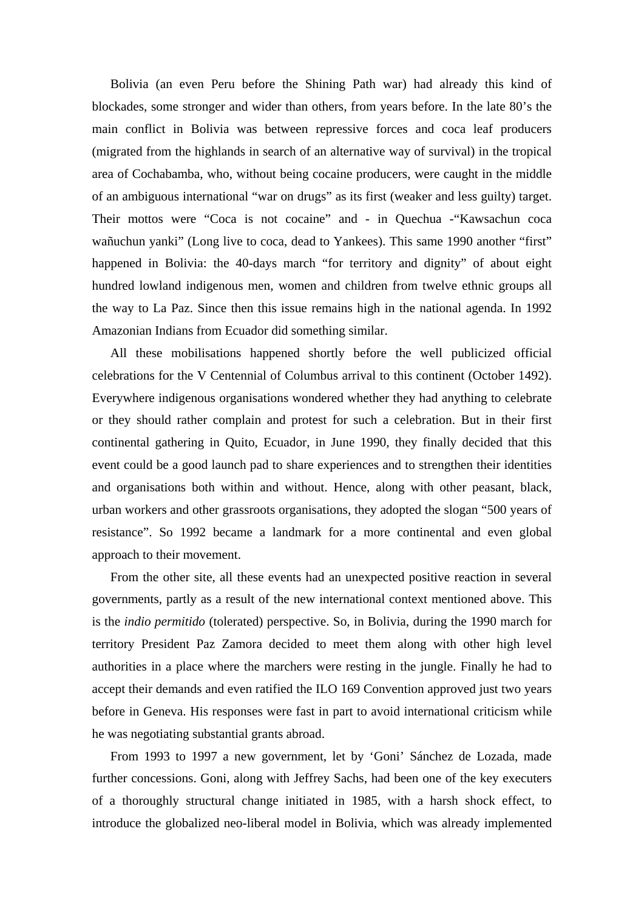Bolivia (an even Peru before the Shining Path war) had already this kind of blockades, some stronger and wider than others, from years before. In the late 80's the main conflict in Bolivia was between repressive forces and coca leaf producers (migrated from the highlands in search of an alternative way of survival) in the tropical area of Cochabamba, who, without being cocaine producers, were caught in the middle of an ambiguous international "war on drugs" as its first (weaker and less guilty) target. Their mottos were "Coca is not cocaine" and - in Quechua -"Kawsachun coca wañuchun yanki" (Long live to coca, dead to Yankees). This same 1990 another "first" happened in Bolivia: the 40-days march "for territory and dignity" of about eight hundred lowland indigenous men, women and children from twelve ethnic groups all the way to La Paz. Since then this issue remains high in the national agenda. In 1992 Amazonian Indians from Ecuador did something similar.

All these mobilisations happened shortly before the well publicized official celebrations for the V Centennial of Columbus arrival to this continent (October 1492). Everywhere indigenous organisations wondered whether they had anything to celebrate or they should rather complain and protest for such a celebration. But in their first continental gathering in Quito, Ecuador, in June 1990, they finally decided that this event could be a good launch pad to share experiences and to strengthen their identities and organisations both within and without. Hence, along with other peasant, black, urban workers and other grassroots organisations, they adopted the slogan "500 years of resistance". So 1992 became a landmark for a more continental and even global approach to their movement.

From the other site, all these events had an unexpected positive reaction in several governments, partly as a result of the new international context mentioned above. This is the *indio permitido* (tolerated) perspective. So, in Bolivia, during the 1990 march for territory President Paz Zamora decided to meet them along with other high level authorities in a place where the marchers were resting in the jungle. Finally he had to accept their demands and even ratified the ILO 169 Convention approved just two years before in Geneva. His responses were fast in part to avoid international criticism while he was negotiating substantial grants abroad.

From 1993 to 1997 a new government, let by 'Goni' Sánchez de Lozada, made further concessions. Goni, along with Jeffrey Sachs, had been one of the key executers of a thoroughly structural change initiated in 1985, with a harsh shock effect, to introduce the globalized neo-liberal model in Bolivia, which was already implemented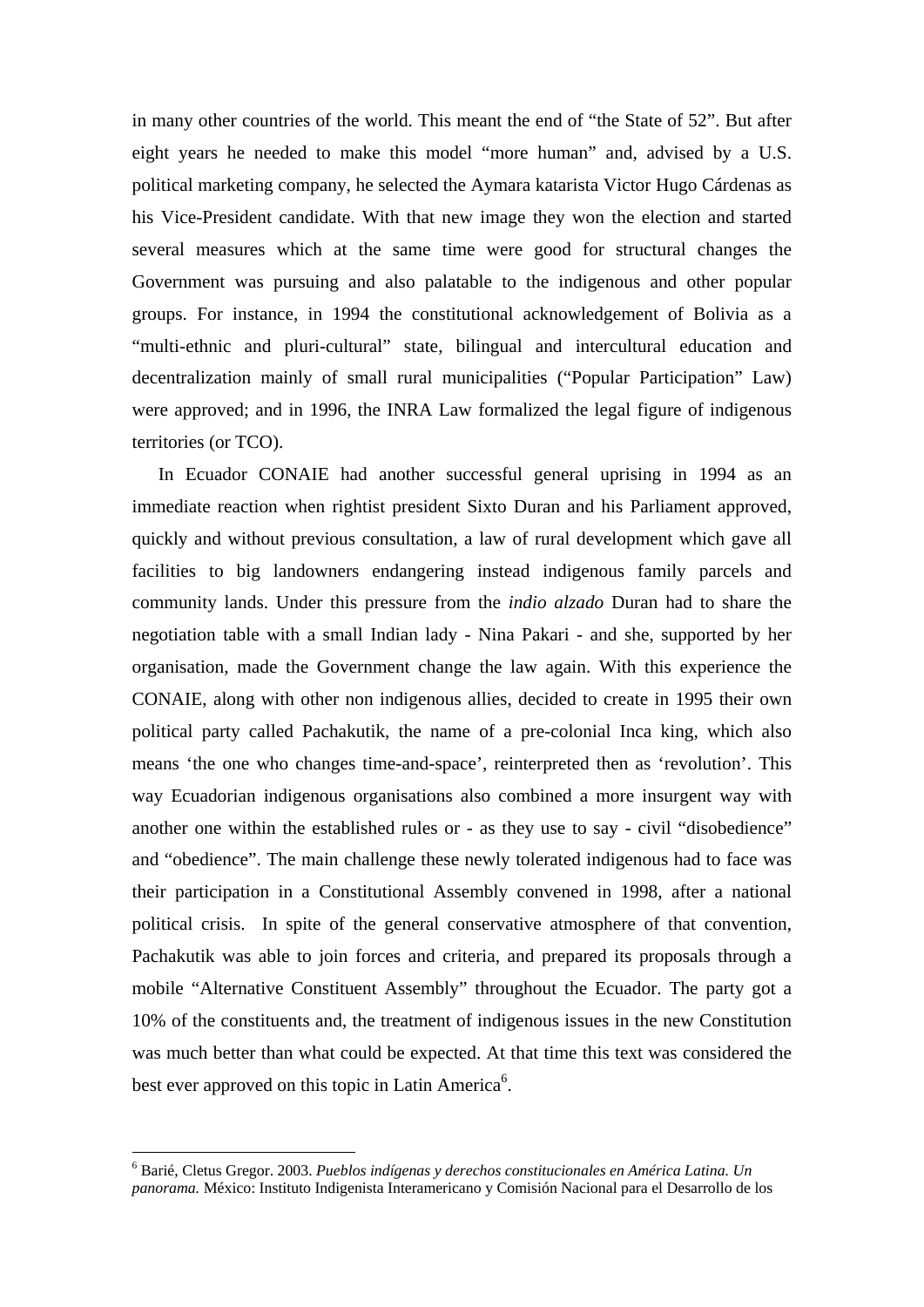in many other countries of the world. This meant the end of "the State of 52". But after eight years he needed to make this model "more human" and, advised by a U.S. political marketing company, he selected the Aymara katarista Victor Hugo Cárdenas as his Vice-President candidate. With that new image they won the election and started several measures which at the same time were good for structural changes the Government was pursuing and also palatable to the indigenous and other popular groups. For instance, in 1994 the constitutional acknowledgement of Bolivia as a "multi-ethnic and pluri-cultural" state, bilingual and intercultural education and decentralization mainly of small rural municipalities ("Popular Participation" Law) were approved; and in 1996, the INRA Law formalized the legal figure of indigenous territories (or TCO).

In Ecuador CONAIE had another successful general uprising in 1994 as an immediate reaction when rightist president Sixto Duran and his Parliament approved, quickly and without previous consultation, a law of rural development which gave all facilities to big landowners endangering instead indigenous family parcels and community lands. Under this pressure from the *indio alzado* Duran had to share the negotiation table with a small Indian lady - Nina Pakari - and she, supported by her organisation, made the Government change the law again. With this experience the CONAIE, along with other non indigenous allies, decided to create in 1995 their own political party called Pachakutik, the name of a pre-colonial Inca king, which also means 'the one who changes time-and-space', reinterpreted then as 'revolution'. This way Ecuadorian indigenous organisations also combined a more insurgent way with another one within the established rules or - as they use to say - civil "disobedience" and "obedience". The main challenge these newly tolerated indigenous had to face was their participation in a Constitutional Assembly convened in 1998, after a national political crisis. In spite of the general conservative atmosphere of that convention, Pachakutik was able to join forces and criteria, and prepared its proposals through a mobile "Alternative Constituent Assembly" throughout the Ecuador. The party got a 10% of the constituents and, the treatment of indigenous issues in the new Constitution was much better than what could be expected. At that time this text was considered the best ever approved on this topic in Latin America[6].

[6] Barié, Cletus Gregor. 2003. *Pueblos indígenas y derechos constitucionales en América Latina. Un panorama.* México: Instituto Indigenista Interamericano y Comisión Nacional para el Desarrollo de los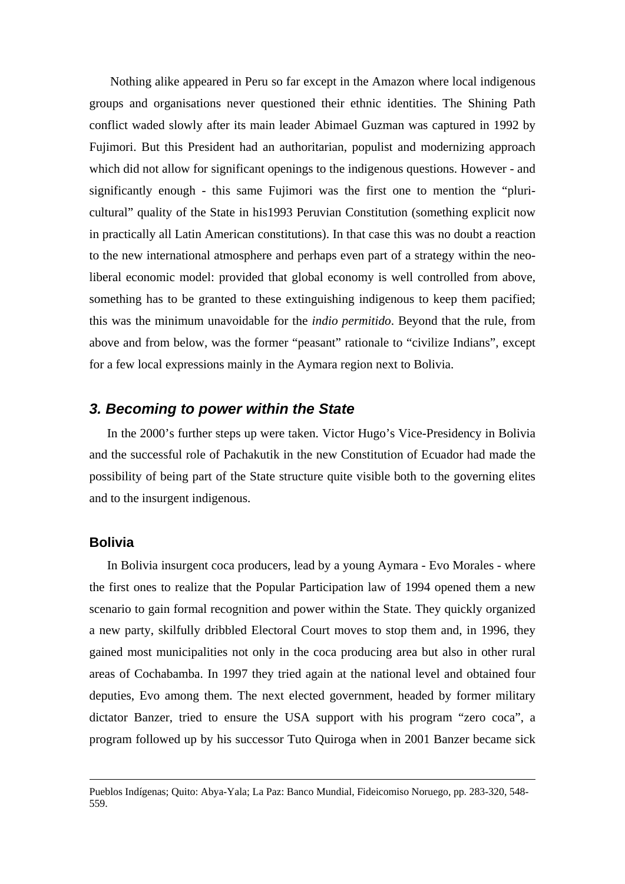Nothing alike appeared in Peru so far except in the Amazon where local indigenous groups and organisations never questioned their ethnic identities. The Shining Path conflict waded slowly after its main leader Abimael Guzman was captured in 1992 by Fujimori. But this President had an authoritarian, populist and modernizing approach which did not allow for significant openings to the indigenous questions. However - and significantly enough - this same Fujimori was the first one to mention the "pluri-cultural" quality of the State in his1993 Peruvian Constitution (something explicit now in practically all Latin American constitutions). In that case this was no doubt a reaction to the new international atmosphere and perhaps even part of a strategy within the neo-liberal economic model: provided that global economy is well controlled from above, something has to be granted to these extinguishing indigenous to keep them pacified; this was the minimum unavoidable for the *indio permitido*. Beyond that the rule, from above and from below, was the former "peasant" rationale to "civilize Indians", except for a few local expressions mainly in the Aymara region next to Bolivia.

## 3. Becoming to power within the State

In the 2000's further steps up were taken. Victor Hugo's Vice-Presidency in Bolivia and the successful role of Pachakutik in the new Constitution of Ecuador had made the possibility of being part of the State structure quite visible both to the governing elites and to the insurgent indigenous.

### Bolivia

In Bolivia insurgent coca producers, lead by a young Aymara - Evo Morales - where the first ones to realize that the Popular Participation law of 1994 opened them a new scenario to gain formal recognition and power within the State. They quickly organized a new party, skilfully dribbled Electoral Court moves to stop them and, in 1996, they gained most municipalities not only in the coca producing area but also in other rural areas of Cochabamba. In 1997 they tried again at the national level and obtained four deputies, Evo among them. The next elected government, headed by former military dictator Banzer, tried to ensure the USA support with his program "zero coca", a program followed up by his successor Tuto Quiroga when in 2001 Banzer became sick

---

Pueblos Indígenas; Quito: Abya-Yala; La Paz: Banco Mundial, Fideicomiso Noruego, pp. 283-320, 548-559.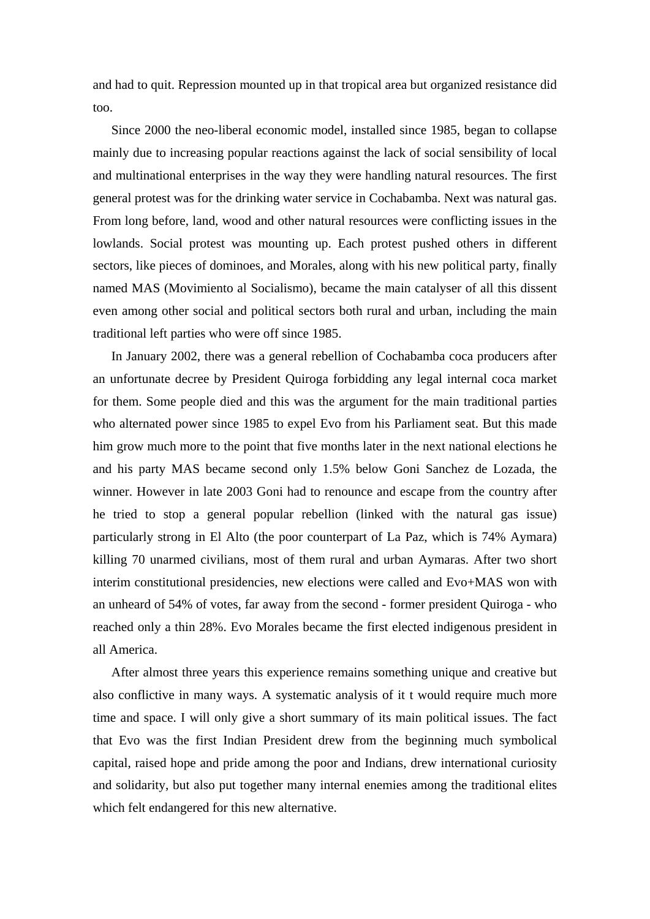and had to quit. Repression mounted up in that tropical area but organized resistance did too.

Since 2000 the neo-liberal economic model, installed since 1985, began to collapse mainly due to increasing popular reactions against the lack of social sensibility of local and multinational enterprises in the way they were handling natural resources. The first general protest was for the drinking water service in Cochabamba. Next was natural gas. From long before, land, wood and other natural resources were conflicting issues in the lowlands. Social protest was mounting up. Each protest pushed others in different sectors, like pieces of dominoes, and Morales, along with his new political party, finally named MAS (Movimiento al Socialismo), became the main catalyser of all this dissent even among other social and political sectors both rural and urban, including the main traditional left parties who were off since 1985.

In January 2002, there was a general rebellion of Cochabamba coca producers after an unfortunate decree by President Quiroga forbidding any legal internal coca market for them. Some people died and this was the argument for the main traditional parties who alternated power since 1985 to expel Evo from his Parliament seat. But this made him grow much more to the point that five months later in the next national elections he and his party MAS became second only 1.5% below Goni Sanchez de Lozada, the winner. However in late 2003 Goni had to renounce and escape from the country after he tried to stop a general popular rebellion (linked with the natural gas issue) particularly strong in El Alto (the poor counterpart of La Paz, which is 74% Aymara) killing 70 unarmed civilians, most of them rural and urban Aymaras. After two short interim constitutional presidencies, new elections were called and Evo+MAS won with an unheard of 54% of votes, far away from the second - former president Quiroga - who reached only a thin 28%. Evo Morales became the first elected indigenous president in all America.

After almost three years this experience remains something unique and creative but also conflictive in many ways. A systematic analysis of it t would require much more time and space. I will only give a short summary of its main political issues. The fact that Evo was the first Indian President drew from the beginning much symbolical capital, raised hope and pride among the poor and Indians, drew international curiosity and solidarity, but also put together many internal enemies among the traditional elites which felt endangered for this new alternative.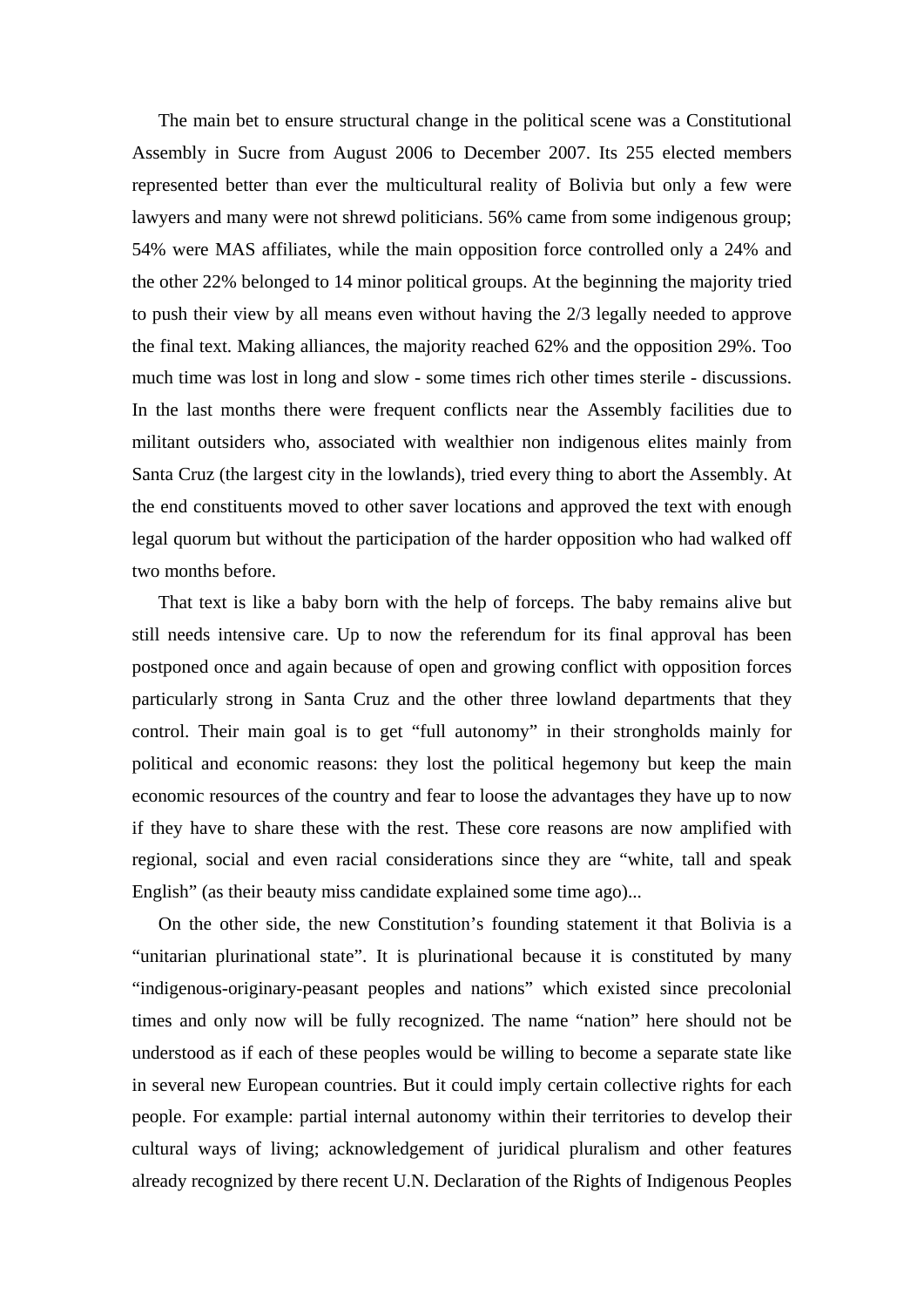The main bet to ensure structural change in the political scene was a Constitutional Assembly in Sucre from August 2006 to December 2007. Its 255 elected members represented better than ever the multicultural reality of Bolivia but only a few were lawyers and many were not shrewd politicians. 56% came from some indigenous group; 54% were MAS affiliates, while the main opposition force controlled only a 24% and the other 22% belonged to 14 minor political groups. At the beginning the majority tried to push their view by all means even without having the 2/3 legally needed to approve the final text. Making alliances, the majority reached 62% and the opposition 29%. Too much time was lost in long and slow - some times rich other times sterile - discussions. In the last months there were frequent conflicts near the Assembly facilities due to militant outsiders who, associated with wealthier non indigenous elites mainly from Santa Cruz (the largest city in the lowlands), tried every thing to abort the Assembly. At the end constituents moved to other saver locations and approved the text with enough legal quorum but without the participation of the harder opposition who had walked off two months before.

That text is like a baby born with the help of forceps. The baby remains alive but still needs intensive care. Up to now the referendum for its final approval has been postponed once and again because of open and growing conflict with opposition forces particularly strong in Santa Cruz and the other three lowland departments that they control. Their main goal is to get "full autonomy" in their strongholds mainly for political and economic reasons: they lost the political hegemony but keep the main economic resources of the country and fear to loose the advantages they have up to now if they have to share these with the rest. These core reasons are now amplified with regional, social and even racial considerations since they are "white, tall and speak English" (as their beauty miss candidate explained some time ago)...

On the other side, the new Constitution's founding statement it that Bolivia is a "unitarian plurinational state". It is plurinational because it is constituted by many "indigenous-originary-peasant peoples and nations" which existed since precolonial times and only now will be fully recognized. The name "nation" here should not be understood as if each of these peoples would be willing to become a separate state like in several new European countries. But it could imply certain collective rights for each people. For example: partial internal autonomy within their territories to develop their cultural ways of living; acknowledgement of juridical pluralism and other features already recognized by there recent U.N. Declaration of the Rights of Indigenous Peoples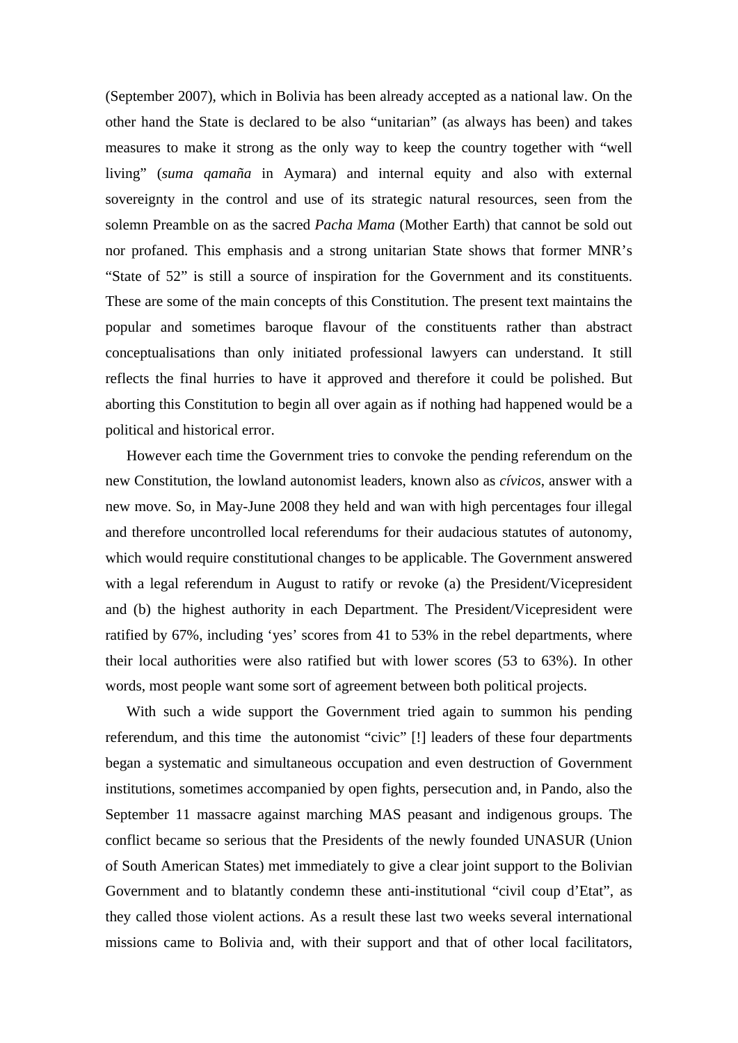(September 2007), which in Bolivia has been already accepted as a national law. On the other hand the State is declared to be also "unitarian" (as always has been) and takes measures to make it strong as the only way to keep the country together with "well living" (*suma qamaña* in Aymara) and internal equity and also with external sovereignty in the control and use of its strategic natural resources, seen from the solemn Preamble on as the sacred *Pacha Mama* (Mother Earth) that cannot be sold out nor profaned. This emphasis and a strong unitarian State shows that former MNR's "State of 52" is still a source of inspiration for the Government and its constituents. These are some of the main concepts of this Constitution. The present text maintains the popular and sometimes baroque flavour of the constituents rather than abstract conceptualisations than only initiated professional lawyers can understand. It still reflects the final hurries to have it approved and therefore it could be polished. But aborting this Constitution to begin all over again as if nothing had happened would be a political and historical error.

However each time the Government tries to convoke the pending referendum on the new Constitution, the lowland autonomist leaders, known also as *cívicos*, answer with a new move. So, in May-June 2008 they held and wan with high percentages four illegal and therefore uncontrolled local referendums for their audacious statutes of autonomy, which would require constitutional changes to be applicable. The Government answered with a legal referendum in August to ratify or revoke (a) the President/Vicepresident and (b) the highest authority in each Department. The President/Vicepresident were ratified by 67%, including 'yes' scores from 41 to 53% in the rebel departments, where their local authorities were also ratified but with lower scores (53 to 63%). In other words, most people want some sort of agreement between both political projects.

With such a wide support the Government tried again to summon his pending referendum, and this time the autonomist "civic" [!] leaders of these four departments began a systematic and simultaneous occupation and even destruction of Government institutions, sometimes accompanied by open fights, persecution and, in Pando, also the September 11 massacre against marching MAS peasant and indigenous groups. The conflict became so serious that the Presidents of the newly founded UNASUR (Union of South American States) met immediately to give a clear joint support to the Bolivian Government and to blatantly condemn these anti-institutional "civil coup d'Etat", as they called those violent actions. As a result these last two weeks several international missions came to Bolivia and, with their support and that of other local facilitators,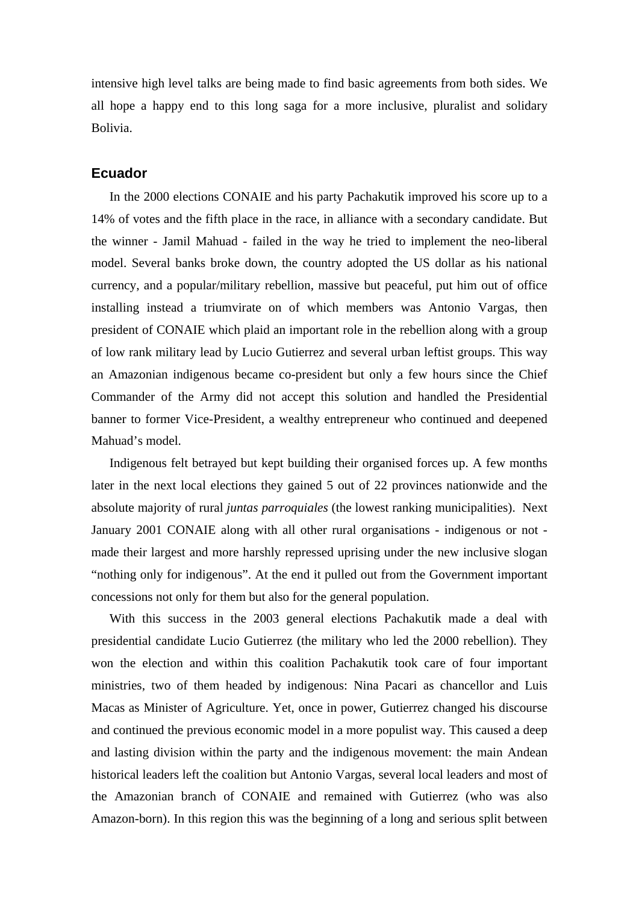intensive high level talks are being made to find basic agreements from both sides. We all hope a happy end to this long saga for a more inclusive, pluralist and solidary Bolivia.

### Ecuador

In the 2000 elections CONAIE and his party Pachakutik improved his score up to a 14% of votes and the fifth place in the race, in alliance with a secondary candidate. But the winner - Jamil Mahuad - failed in the way he tried to implement the neo-liberal model. Several banks broke down, the country adopted the US dollar as his national currency, and a popular/military rebellion, massive but peaceful, put him out of office installing instead a triumvirate on of which members was Antonio Vargas, then president of CONAIE which plaid an important role in the rebellion along with a group of low rank military lead by Lucio Gutierrez and several urban leftist groups. This way an Amazonian indigenous became co-president but only a few hours since the Chief Commander of the Army did not accept this solution and handled the Presidential banner to former Vice-President, a wealthy entrepreneur who continued and deepened Mahuad's model.

Indigenous felt betrayed but kept building their organised forces up. A few months later in the next local elections they gained 5 out of 22 provinces nationwide and the absolute majority of rural *juntas parroquiales* (the lowest ranking municipalities). Next January 2001 CONAIE along with all other rural organisations - indigenous or not - made their largest and more harshly repressed uprising under the new inclusive slogan "nothing only for indigenous". At the end it pulled out from the Government important concessions not only for them but also for the general population.

With this success in the 2003 general elections Pachakutik made a deal with presidential candidate Lucio Gutierrez (the military who led the 2000 rebellion). They won the election and within this coalition Pachakutik took care of four important ministries, two of them headed by indigenous: Nina Pacari as chancellor and Luis Macas as Minister of Agriculture. Yet, once in power, Gutierrez changed his discourse and continued the previous economic model in a more populist way. This caused a deep and lasting division within the party and the indigenous movement: the main Andean historical leaders left the coalition but Antonio Vargas, several local leaders and most of the Amazonian branch of CONAIE and remained with Gutierrez (who was also Amazon-born). In this region this was the beginning of a long and serious split between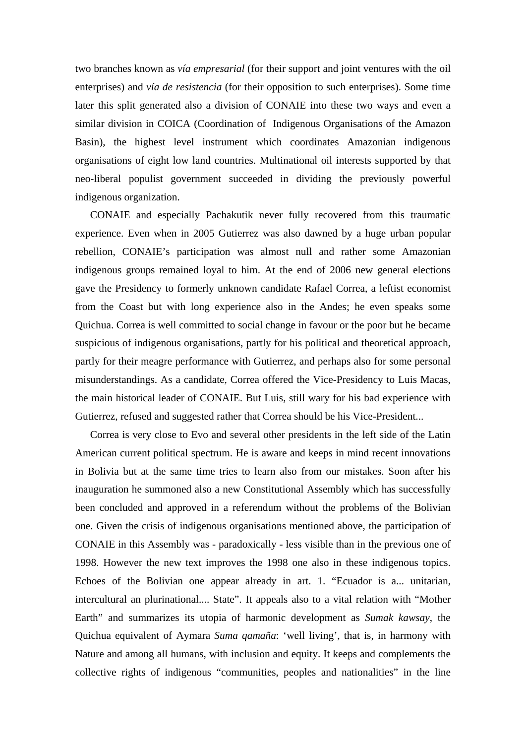two branches known as *vía empresarial* (for their support and joint ventures with the oil enterprises) and *vía de resistencia* (for their opposition to such enterprises). Some time later this split generated also a division of CONAIE into these two ways and even a similar division in COICA (Coordination of Indigenous Organisations of the Amazon Basin), the highest level instrument which coordinates Amazonian indigenous organisations of eight low land countries. Multinational oil interests supported by that neo-liberal populist government succeeded in dividing the previously powerful indigenous organization.

CONAIE and especially Pachakutik never fully recovered from this traumatic experience. Even when in 2005 Gutierrez was also dawned by a huge urban popular rebellion, CONAIE's participation was almost null and rather some Amazonian indigenous groups remained loyal to him. At the end of 2006 new general elections gave the Presidency to formerly unknown candidate Rafael Correa, a leftist economist from the Coast but with long experience also in the Andes; he even speaks some Quichua. Correa is well committed to social change in favour or the poor but he became suspicious of indigenous organisations, partly for his political and theoretical approach, partly for their meagre performance with Gutierrez, and perhaps also for some personal misunderstandings. As a candidate, Correa offered the Vice-Presidency to Luis Macas, the main historical leader of CONAIE. But Luis, still wary for his bad experience with Gutierrez, refused and suggested rather that Correa should be his Vice-President...

Correa is very close to Evo and several other presidents in the left side of the Latin American current political spectrum. He is aware and keeps in mind recent innovations in Bolivia but at the same time tries to learn also from our mistakes. Soon after his inauguration he summoned also a new Constitutional Assembly which has successfully been concluded and approved in a referendum without the problems of the Bolivian one. Given the crisis of indigenous organisations mentioned above, the participation of CONAIE in this Assembly was - paradoxically - less visible than in the previous one of 1998. However the new text improves the 1998 one also in these indigenous topics. Echoes of the Bolivian one appear already in art. 1. "Ecuador is a... unitarian, intercultural an plurinational.... State". It appeals also to a vital relation with "Mother Earth" and summarizes its utopia of harmonic development as *Sumak kawsay*, the Quichua equivalent of Aymara *Suma qamaña*: 'well living', that is, in harmony with Nature and among all humans, with inclusion and equity. It keeps and complements the collective rights of indigenous "communities, peoples and nationalities" in the line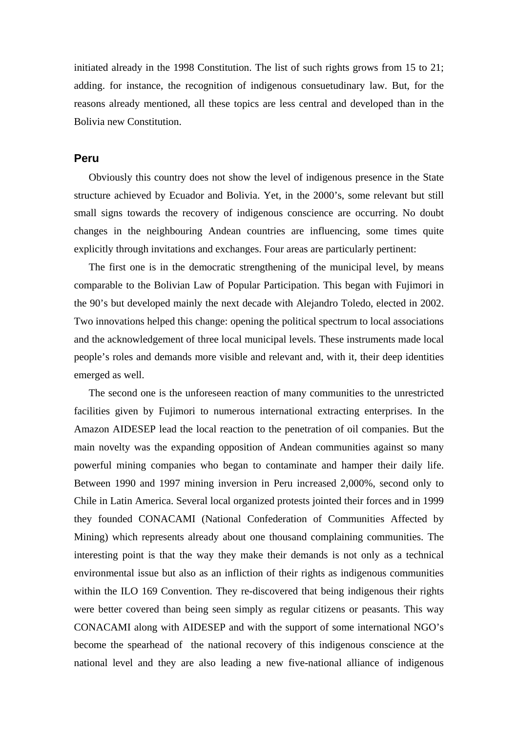initiated already in the 1998 Constitution. The list of such rights grows from 15 to 21; adding. for instance, the recognition of indigenous consuetudinary law. But, for the reasons already mentioned, all these topics are less central and developed than in the Bolivia new Constitution.

## Peru

Obviously this country does not show the level of indigenous presence in the State structure achieved by Ecuador and Bolivia. Yet, in the 2000's, some relevant but still small signs towards the recovery of indigenous conscience are occurring. No doubt changes in the neighbouring Andean countries are influencing, some times quite explicitly through invitations and exchanges. Four areas are particularly pertinent:

The first one is in the democratic strengthening of the municipal level, by means comparable to the Bolivian Law of Popular Participation. This began with Fujimori in the 90's but developed mainly the next decade with Alejandro Toledo, elected in 2002. Two innovations helped this change: opening the political spectrum to local associations and the acknowledgement of three local municipal levels. These instruments made local people's roles and demands more visible and relevant and, with it, their deep identities emerged as well.

The second one is the unforeseen reaction of many communities to the unrestricted facilities given by Fujimori to numerous international extracting enterprises. In the Amazon AIDESEP lead the local reaction to the penetration of oil companies. But the main novelty was the expanding opposition of Andean communities against so many powerful mining companies who began to contaminate and hamper their daily life. Between 1990 and 1997 mining inversion in Peru increased 2,000%, second only to Chile in Latin America. Several local organized protests jointed their forces and in 1999 they founded CONACAMI (National Confederation of Communities Affected by Mining) which represents already about one thousand complaining communities. The interesting point is that the way they make their demands is not only as a technical environmental issue but also as an infliction of their rights as indigenous communities within the ILO 169 Convention. They re-discovered that being indigenous their rights were better covered than being seen simply as regular citizens or peasants. This way CONACAMI along with AIDESEP and with the support of some international NGO's become the spearhead of the national recovery of this indigenous conscience at the national level and they are also leading a new five-national alliance of indigenous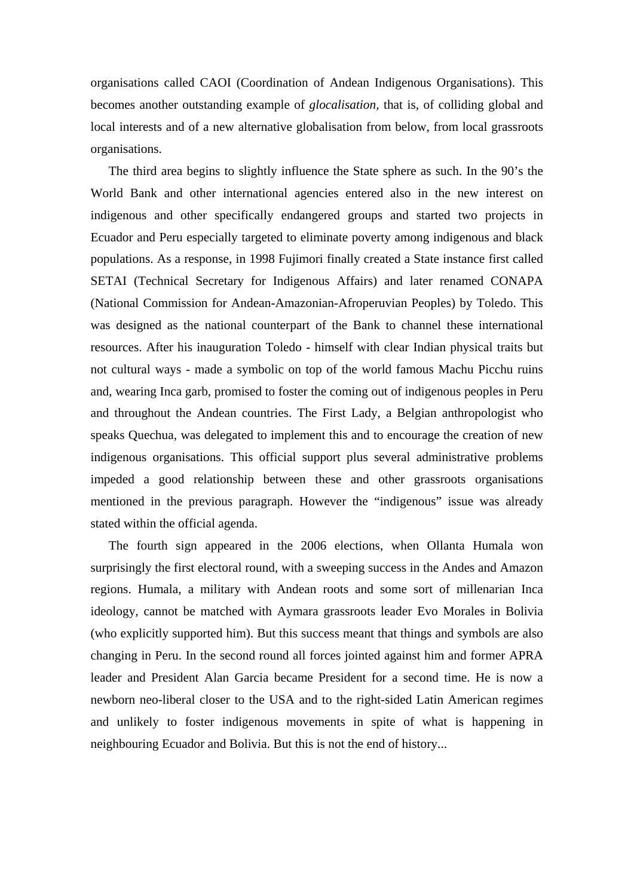organisations called CAOI (Coordination of Andean Indigenous Organisations). This becomes another outstanding example of *glocalisation,* that is, of colliding global and local interests and of a new alternative globalisation from below, from local grassroots organisations.

The third area begins to slightly influence the State sphere as such. In the 90's the World Bank and other international agencies entered also in the new interest on indigenous and other specifically endangered groups and started two projects in Ecuador and Peru especially targeted to eliminate poverty among indigenous and black populations. As a response, in 1998 Fujimori finally created a State instance first called SETAI (Technical Secretary for Indigenous Affairs) and later renamed CONAPA (National Commission for Andean-Amazonian-Afroperuvian Peoples) by Toledo. This was designed as the national counterpart of the Bank to channel these international resources. After his inauguration Toledo - himself with clear Indian physical traits but not cultural ways - made a symbolic on top of the world famous Machu Picchu ruins and, wearing Inca garb, promised to foster the coming out of indigenous peoples in Peru and throughout the Andean countries. The First Lady, a Belgian anthropologist who speaks Quechua, was delegated to implement this and to encourage the creation of new indigenous organisations. This official support plus several administrative problems impeded a good relationship between these and other grassroots organisations mentioned in the previous paragraph. However the "indigenous" issue was already stated within the official agenda.

The fourth sign appeared in the 2006 elections, when Ollanta Humala won surprisingly the first electoral round, with a sweeping success in the Andes and Amazon regions. Humala, a military with Andean roots and some sort of millenarian Inca ideology, cannot be matched with Aymara grassroots leader Evo Morales in Bolivia (who explicitly supported him). But this success meant that things and symbols are also changing in Peru. In the second round all forces jointed against him and former APRA leader and President Alan Garcia became President for a second time. He is now a newborn neo-liberal closer to the USA and to the right-sided Latin American regimes and unlikely to foster indigenous movements in spite of what is happening in neighbouring Ecuador and Bolivia. But this is not the end of history...